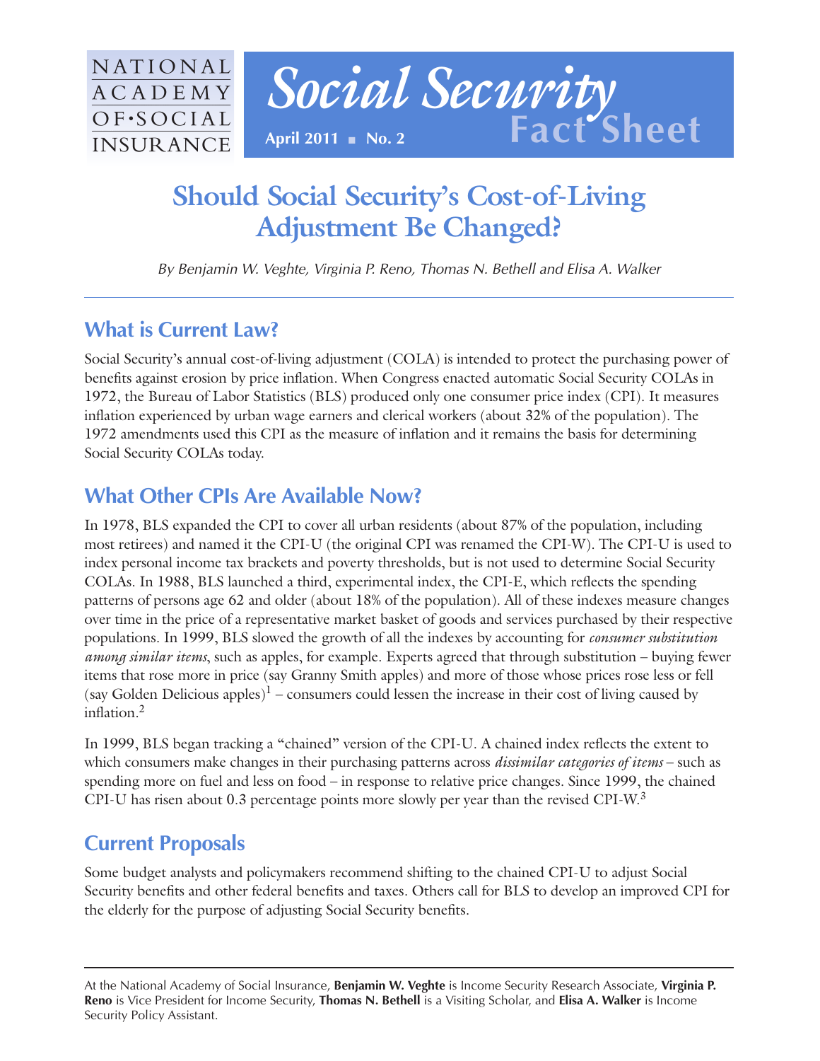NATIONAL ACADEMY OF·SOCIAL INSURANCE

# Social Security Fact Sheet

April 2011 ■ No. 2

# Should Social Security's Cost-of-Living Adjustment Be Changed?

*By Benjamin W. Veghte, Virginia P. Reno, Thomas N. Bethell and Elisa A. Walker*

## What is Current Law?

Social Security's annual cost-of-living adjustment (COLA) is intended to protect the purchasing power of benefits against erosion by price inflation. When Congress enacted automatic Social Security COLAs in 1972, the Bureau of Labor Statistics (BLS) produced only one consumer price index (CPI). It measures inflation experienced by urban wage earners and clerical workers (about 32% of the population). The 1972 amendments used this CPI as the measure of inflation and it remains the basis for determining Social Security COLAs today.

## What Other CPIs Are Available Now?

In 1978, BLS expanded the CPI to cover all urban residents (about 87% of the population, including most retirees) and named it the CPI-U (the original CPI was renamed the CPI-W). The CPI-U is used to index personal income tax brackets and poverty thresholds, but is not used to determine Social Security COLAs. In 1988, BLS launched a third, experimental index, the CPI-E, which reflects the spending patterns of persons age 62 and older (about 18% of the population). All of these indexes measure changes over time in the price of a representative market basket of goods and services purchased by their respective populations. In 1999, BLS slowed the growth of all the indexes by accounting for *consumer substitution among similar items*, such as apples, for example. Experts agreed that through substitution – buying fewer items that rose more in price (say Granny Smith apples) and more of those whose prices rose less or fell (say Golden Delicious apples)[1] – consumers could lessen the increase in their cost of living caused by inflation.[2]

In 1999, BLS began tracking a "chained" version of the CPI-U. A chained index reflects the extent to which consumers make changes in their purchasing patterns across *dissimilar categories of items* – such as spending more on fuel and less on food – in response to relative price changes. Since 1999, the chained CPI-U has risen about 0.3 percentage points more slowly per year than the revised CPI-W.[3]

## Current Proposals

Some budget analysts and policymakers recommend shifting to the chained CPI-U to adjust Social Security benefits and other federal benefits and taxes. Others call for BLS to develop an improved CPI for the elderly for the purpose of adjusting Social Security benefits.

---

At the National Academy of Social Insurance, **Benjamin W. Veghte** is Income Security Research Associate, **Virginia P. Reno** is Vice President for Income Security, **Thomas N. Bethell** is a Visiting Scholar, and **Elisa A. Walker** is Income Security Policy Assistant.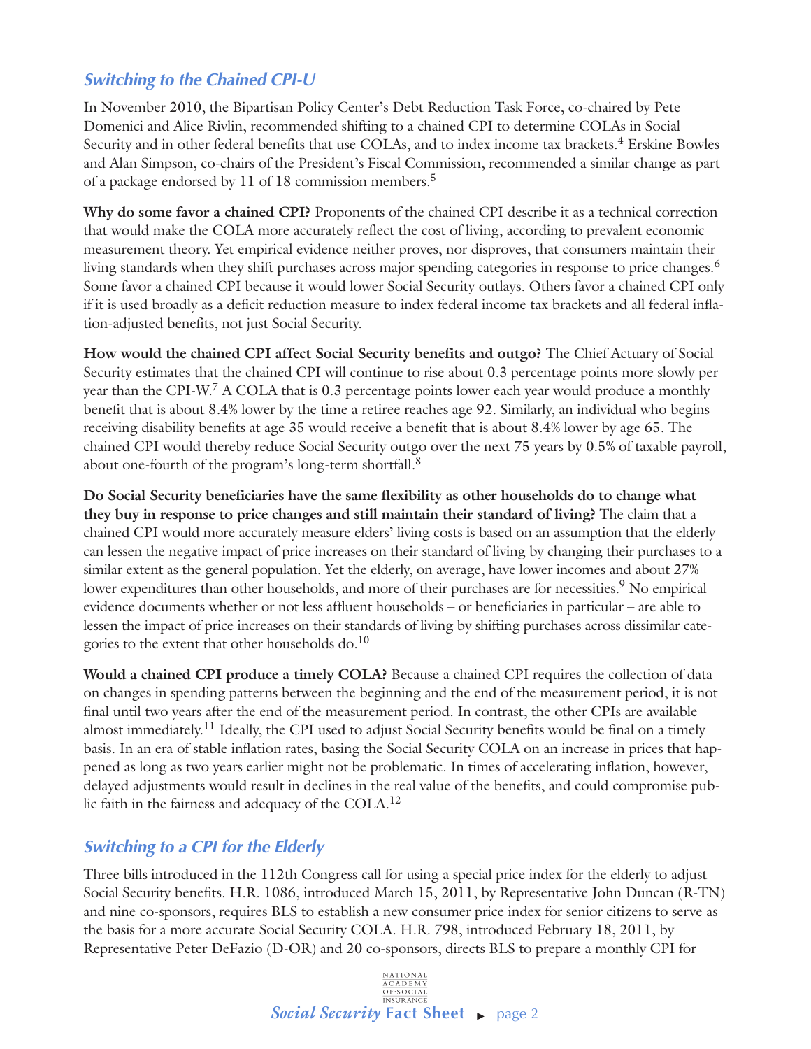## *Switching to the Chained CPI-U*

In November 2010, the Bipartisan Policy Center's Debt Reduction Task Force, co-chaired by Pete Domenici and Alice Rivlin, recommended shifting to a chained CPI to determine COLAs in Social Security and in other federal benefits that use COLAs, and to index income tax brackets.[4] Erskine Bowles and Alan Simpson, co-chairs of the President's Fiscal Commission, recommended a similar change as part of a package endorsed by 11 of 18 commission members.[5]

**Why do some favor a chained CPI?** Proponents of the chained CPI describe it as a technical correction that would make the COLA more accurately reflect the cost of living, according to prevalent economic measurement theory. Yet empirical evidence neither proves, nor disproves, that consumers maintain their living standards when they shift purchases across major spending categories in response to price changes.[6] Some favor a chained CPI because it would lower Social Security outlays. Others favor a chained CPI only if it is used broadly as a deficit reduction measure to index federal income tax brackets and all federal inflation-adjusted benefits, not just Social Security.

**How would the chained CPI affect Social Security benefits and outgo?** The Chief Actuary of Social Security estimates that the chained CPI will continue to rise about 0.3 percentage points more slowly per year than the CPI-W.[7] A COLA that is 0.3 percentage points lower each year would produce a monthly benefit that is about 8.4% lower by the time a retiree reaches age 92. Similarly, an individual who begins receiving disability benefits at age 35 would receive a benefit that is about 8.4% lower by age 65. The chained CPI would thereby reduce Social Security outgo over the next 75 years by 0.5% of taxable payroll, about one-fourth of the program's long-term shortfall.[8]

**Do Social Security beneficiaries have the same flexibility as other households do to change what they buy in response to price changes and still maintain their standard of living?** The claim that a chained CPI would more accurately measure elders' living costs is based on an assumption that the elderly can lessen the negative impact of price increases on their standard of living by changing their purchases to a similar extent as the general population. Yet the elderly, on average, have lower incomes and about 27% lower expenditures than other households, and more of their purchases are for necessities.[9] No empirical evidence documents whether or not less affluent households – or beneficiaries in particular – are able to lessen the impact of price increases on their standards of living by shifting purchases across dissimilar categories to the extent that other households do.[10]

**Would a chained CPI produce a timely COLA?** Because a chained CPI requires the collection of data on changes in spending patterns between the beginning and the end of the measurement period, it is not final until two years after the end of the measurement period. In contrast, the other CPIs are available almost immediately.[11] Ideally, the CPI used to adjust Social Security benefits would be final on a timely basis. In an era of stable inflation rates, basing the Social Security COLA on an increase in prices that happened as long as two years earlier might not be problematic. In times of accelerating inflation, however, delayed adjustments would result in declines in the real value of the benefits, and could compromise public faith in the fairness and adequacy of the COLA.[12]

## *Switching to a CPI for the Elderly*

Three bills introduced in the 112th Congress call for using a special price index for the elderly to adjust Social Security benefits. H.R. 1086, introduced March 15, 2011, by Representative John Duncan (R-TN) and nine co-sponsors, requires BLS to establish a new consumer price index for senior citizens to serve as the basis for a more accurate Social Security COLA. H.R. 798, introduced February 18, 2011, by Representative Peter DeFazio (D-OR) and 20 co-sponsors, directs BLS to prepare a monthly CPI for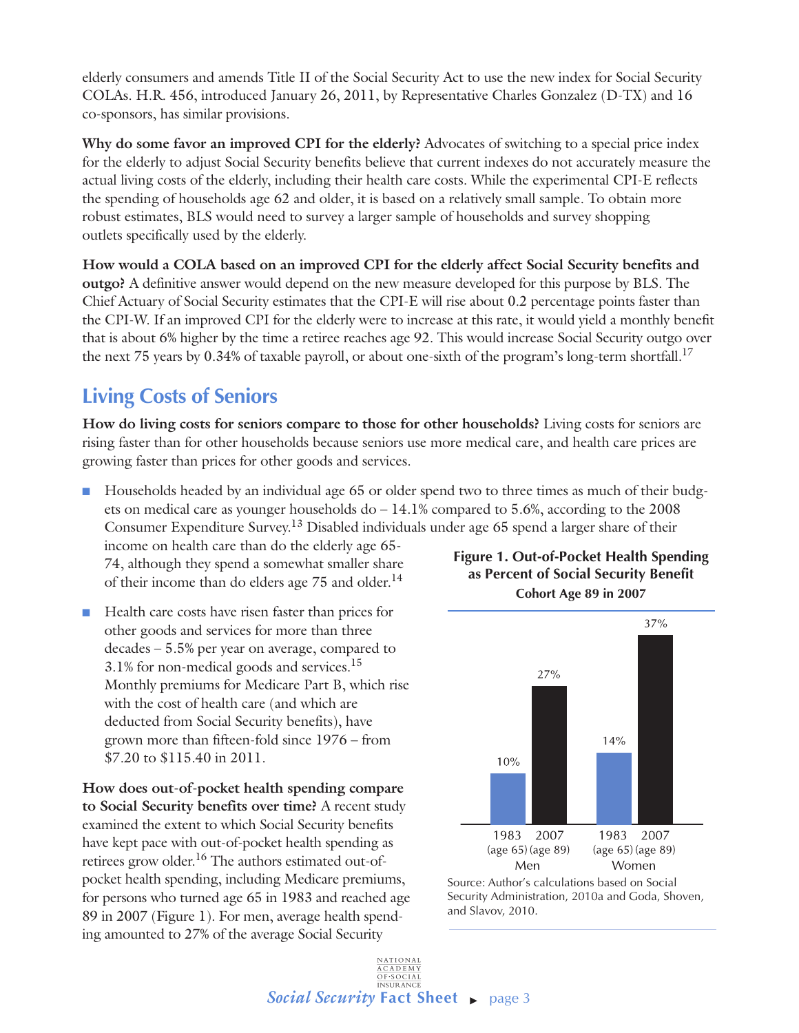elderly consumers and amends Title II of the Social Security Act to use the new index for Social Security COLAs. H.R. 456, introduced January 26, 2011, by Representative Charles Gonzalez (D-TX) and 16 co-sponsors, has similar provisions.

**Why do some favor an improved CPI for the elderly?** Advocates of switching to a special price index for the elderly to adjust Social Security benefits believe that current indexes do not accurately measure the actual living costs of the elderly, including their health care costs. While the experimental CPI-E reflects the spending of households age 62 and older, it is based on a relatively small sample. To obtain more robust estimates, BLS would need to survey a larger sample of households and survey shopping outlets specifically used by the elderly.

**How would a COLA based on an improved CPI for the elderly affect Social Security benefits and outgo?** A definitive answer would depend on the new measure developed for this purpose by BLS. The Chief Actuary of Social Security estimates that the CPI-E will rise about 0.2 percentage points faster than the CPI-W. If an improved CPI for the elderly were to increase at this rate, it would yield a monthly benefit that is about 6% higher by the time a retiree reaches age 92. This would increase Social Security outgo over the next 75 years by 0.34% of taxable payroll, or about one-sixth of the program's long-term shortfall.[17]

## Living Costs of Seniors

**How do living costs for seniors compare to those for other households?** Living costs for seniors are rising faster than for other households because seniors use more medical care, and health care prices are growing faster than prices for other goods and services.

- Households headed by an individual age 65 or older spend two to three times as much of their budgets on medical care as younger households do – 14.1% compared to 5.6%, according to the 2008 Consumer Expenditure Survey.[13] Disabled individuals under age 65 spend a larger share of their income on health care than do the elderly age 65-74, although they spend a somewhat smaller share of their income than do elders age 75 and older.[14]
- Health care costs have risen faster than prices for other goods and services for more than three decades – 5.5% per year on average, compared to 3.1% for non-medical goods and services.[15] Monthly premiums for Medicare Part B, which rise with the cost of health care (and which are deducted from Social Security benefits), have grown more than fifteen-fold since 1976 – from $7.20 to $115.40 in 2011.

**How does out-of-pocket health spending compare to Social Security benefits over time?** A recent study examined the extent to which Social Security benefits have kept pace with out-of-pocket health spending as retirees grow older.[16] The authors estimated out-of-pocket health spending, including Medicare premiums, for persons who turned age 65 in 1983 and reached age 89 in 2007 (Figure 1). For men, average health spending amounted to 27% of the average Social Security

**Figure 1. Out-of-Pocket Health Spending as Percent of Social Security Benefit**
**Cohort Age 89 in 2007**

| | 1983 (age 65) | 2007 (age 89) |
|---|---|---|
| Men | 10% | 27% |
| Women | 14% | 37% |

Source: Author's calculations based on Social Security Administration, 2010a and Goda, Shoven, and Slavov, 2010.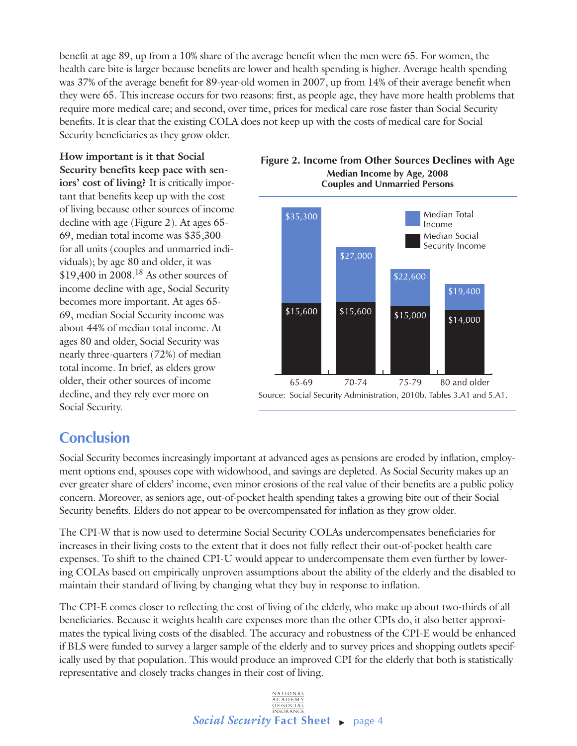benefit at age 89, up from a 10% share of the average benefit when the men were 65. For women, the health care bite is larger because benefits are lower and health spending is higher. Average health spending was 37% of the average benefit for 89-year-old women in 2007, up from 14% of their average benefit when they were 65. This increase occurs for two reasons: first, as people age, they have more health problems that require more medical care; and second, over time, prices for medical care rose faster than Social Security benefits. It is clear that the existing COLA does not keep up with the costs of medical care for Social Security beneficiaries as they grow older.

**How important is it that Social Security benefits keep pace with seniors' cost of living?** It is critically important that benefits keep up with the cost of living because other sources of income decline with age (Figure 2). At ages 65-69, median total income was $35,300 for all units (couples and unmarried individuals); by age 80 and older, it was $19,400 in 2008.[18] As other sources of income decline with age, Social Security becomes more important. At ages 65-69, median Social Security income was about 44% of median total income. At ages 80 and older, Social Security was nearly three-quarters (72%) of median total income. In brief, as elders grow older, their other sources of income decline, and they rely ever more on Social Security.

**Figure 2. Income from Other Sources Declines with Age**
**Median Income by Age, 2008**
**Couples and Unmarried Persons**

| Age | Median Total Income | Median Social Security Income |
|---|---|---|
| 65-69 | $35,300 | $15,600 |
| 70-74 | $27,000 | $15,600 |
| 75-79 | $22,600 | $15,000 |
| 80 and older | $19,400 | $14,000 |

Source: Social Security Administration, 2010b. Tables 3.A1 and 5.A1.

## Conclusion

Social Security becomes increasingly important at advanced ages as pensions are eroded by inflation, employment options end, spouses cope with widowhood, and savings are depleted. As Social Security makes up an ever greater share of elders' income, even minor erosions of the real value of their benefits are a public policy concern. Moreover, as seniors age, out-of-pocket health spending takes a growing bite out of their Social Security benefits. Elders do not appear to be overcompensated for inflation as they grow older.

The CPI-W that is now used to determine Social Security COLAs undercompensates beneficiaries for increases in their living costs to the extent that it does not fully reflect their out-of-pocket health care expenses. To shift to the chained CPI-U would appear to undercompensate them even further by lowering COLAs based on empirically unproven assumptions about the ability of the elderly and the disabled to maintain their standard of living by changing what they buy in response to inflation.

The CPI-E comes closer to reflecting the cost of living of the elderly, who make up about two-thirds of all beneficiaries. Because it weights health care expenses more than the other CPIs do, it also better approximates the typical living costs of the disabled. The accuracy and robustness of the CPI-E would be enhanced if BLS were funded to survey a larger sample of the elderly and to survey prices and shopping outlets specifically used by that population. This would produce an improved CPI for the elderly that both is statistically representative and closely tracks changes in their cost of living.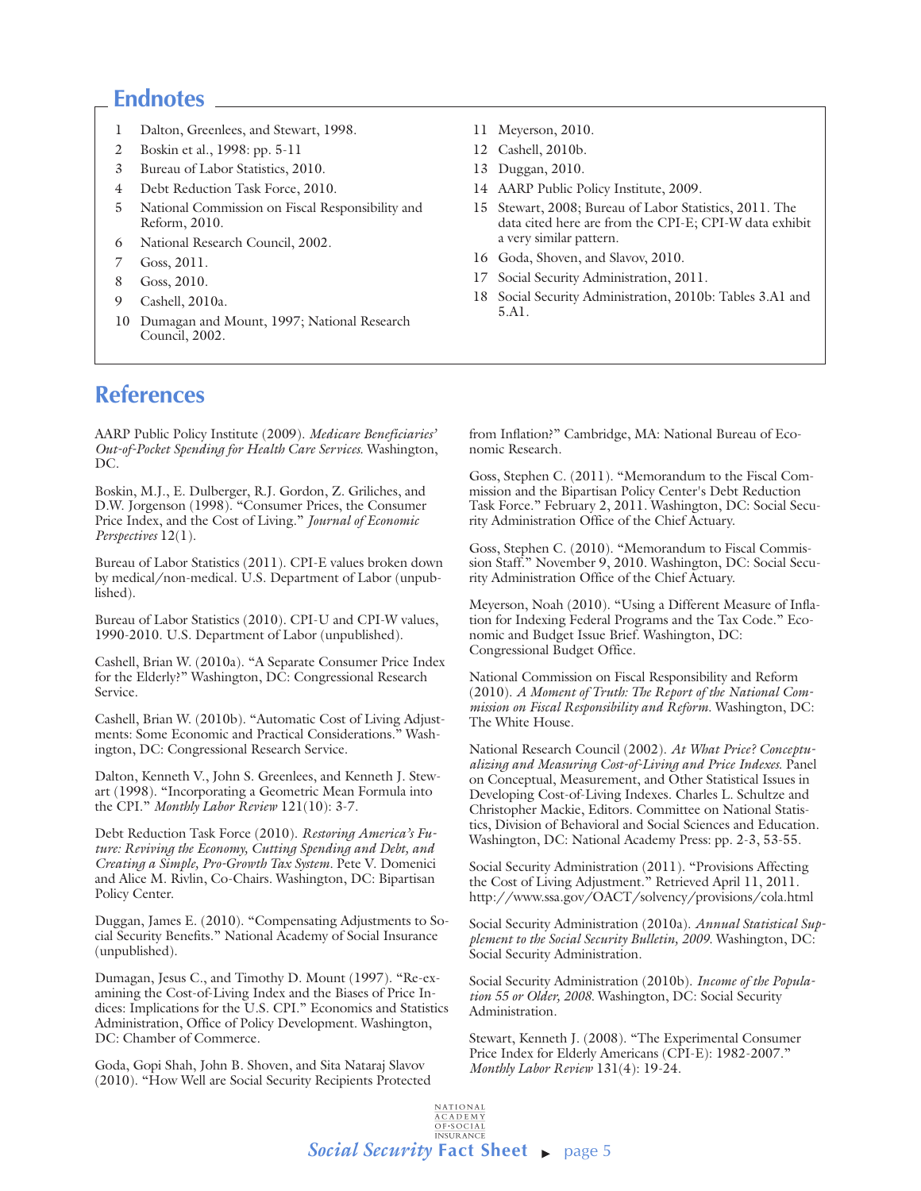## Endnotes

1. Dalton, Greenlees, and Stewart, 1998.
2. Boskin et al., 1998: pp. 5-11
3. Bureau of Labor Statistics, 2010.
4. Debt Reduction Task Force, 2010.
5. National Commission on Fiscal Responsibility and Reform, 2010.
6. National Research Council, 2002.
7. Goss, 2011.
8. Goss, 2010.
9. Cashell, 2010a.
10. Dumagan and Mount, 1997; National Research Council, 2002.
11. Meyerson, 2010.
12. Cashell, 2010b.
13. Duggan, 2010.
14. AARP Public Policy Institute, 2009.
15. Stewart, 2008; Bureau of Labor Statistics, 2011. The data cited here are from the CPI-E; CPI-W data exhibit a very similar pattern.
16. Goda, Shoven, and Slavov, 2010.
17. Social Security Administration, 2011.
18. Social Security Administration, 2010b: Tables 3.A1 and 5.A1.

## References

AARP Public Policy Institute (2009). *Medicare Beneficiaries' Out-of-Pocket Spending for Health Care Services.* Washington, DC.

Boskin, M.J., E. Dulberger, R.J. Gordon, Z. Griliches, and D.W. Jorgenson (1998). "Consumer Prices, the Consumer Price Index, and the Cost of Living." *Journal of Economic Perspectives* 12(1).

Bureau of Labor Statistics (2011). CPI-E values broken down by medical/non-medical. U.S. Department of Labor (unpublished).

Bureau of Labor Statistics (2010). CPI-U and CPI-W values, 1990-2010. U.S. Department of Labor (unpublished).

Cashell, Brian W. (2010a). "A Separate Consumer Price Index for the Elderly?" Washington, DC: Congressional Research Service.

Cashell, Brian W. (2010b). "Automatic Cost of Living Adjustments: Some Economic and Practical Considerations." Washington, DC: Congressional Research Service.

Dalton, Kenneth V., John S. Greenlees, and Kenneth J. Stewart (1998). "Incorporating a Geometric Mean Formula into the CPI." *Monthly Labor Review* 121(10): 3-7.

Debt Reduction Task Force (2010). *Restoring America's Future: Reviving the Economy, Cutting Spending and Debt, and Creating a Simple, Pro-Growth Tax System.* Pete V. Domenici and Alice M. Rivlin, Co-Chairs. Washington, DC: Bipartisan Policy Center.

Duggan, James E. (2010). "Compensating Adjustments to Social Security Benefits." National Academy of Social Insurance (unpublished).

Dumagan, Jesus C., and Timothy D. Mount (1997). "Re-examining the Cost-of-Living Index and the Biases of Price Indices: Implications for the U.S. CPI." Economics and Statistics Administration, Office of Policy Development. Washington, DC: Chamber of Commerce.

Goda, Gopi Shah, John B. Shoven, and Sita Nataraj Slavov (2010). "How Well are Social Security Recipients Protected from Inflation?" Cambridge, MA: National Bureau of Economic Research.

Goss, Stephen C. (2011). "Memorandum to the Fiscal Commission and the Bipartisan Policy Center's Debt Reduction Task Force." February 2, 2011. Washington, DC: Social Security Administration Office of the Chief Actuary.

Goss, Stephen C. (2010). "Memorandum to Fiscal Commission Staff." November 9, 2010. Washington, DC: Social Security Administration Office of the Chief Actuary.

Meyerson, Noah (2010). "Using a Different Measure of Inflation for Indexing Federal Programs and the Tax Code." Economic and Budget Issue Brief. Washington, DC: Congressional Budget Office.

National Commission on Fiscal Responsibility and Reform (2010). *A Moment of Truth: The Report of the National Commission on Fiscal Responsibility and Reform.* Washington, DC: The White House.

National Research Council (2002). *At What Price? Conceptualizing and Measuring Cost-of-Living and Price Indexes.* Panel on Conceptual, Measurement, and Other Statistical Issues in Developing Cost-of-Living Indexes. Charles L. Schultze and Christopher Mackie, Editors. Committee on National Statistics, Division of Behavioral and Social Sciences and Education. Washington, DC: National Academy Press: pp. 2-3, 53-55.

Social Security Administration (2011). "Provisions Affecting the Cost of Living Adjustment." Retrieved April 11, 2011. http://www.ssa.gov/OACT/solvency/provisions/cola.html

Social Security Administration (2010a). *Annual Statistical Supplement to the Social Security Bulletin, 2009.* Washington, DC: Social Security Administration.

Social Security Administration (2010b). *Income of the Population 55 or Older, 2008.* Washington, DC: Social Security Administration.

Stewart, Kenneth J. (2008). "The Experimental Consumer Price Index for Elderly Americans (CPI-E): 1982-2007." *Monthly Labor Review* 131(4): 19-24.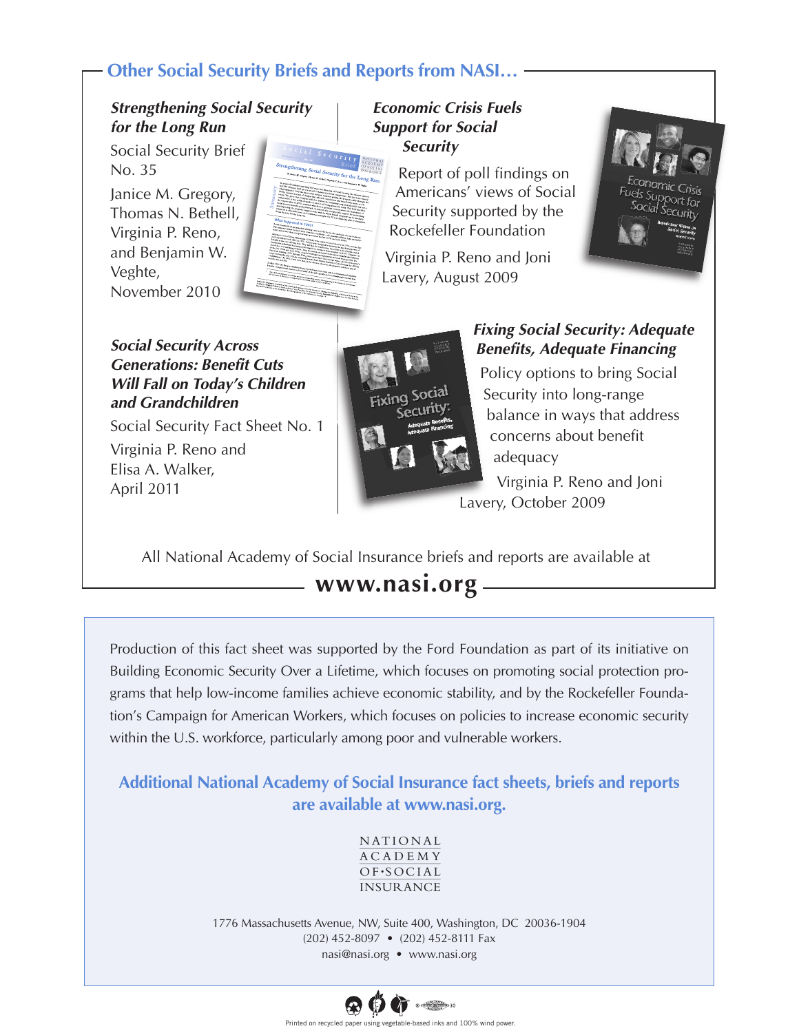## Other Social Security Briefs and Reports from NASI…

***Strengthening Social Security for the Long Run***

Social Security Brief No. 35

Janice M. Gregory, Thomas N. Bethell, Virginia P. Reno, and Benjamin W. Veghte, November 2010

***Economic Crisis Fuels Support for Social Security***

Report of poll findings on Americans' views of Social Security supported by the Rockefeller Foundation

Virginia P. Reno and Joni Lavery, August 2009

***Social Security Across Generations: Benefit Cuts Will Fall on Today's Children and Grandchildren***

Social Security Fact Sheet No. 1

Virginia P. Reno and Elisa A. Walker, April 2011

***Fixing Social Security: Adequate Benefits, Adequate Financing***

Policy options to bring Social Security into long-range balance in ways that address concerns about benefit adequacy

Virginia P. Reno and Joni Lavery, October 2009

All National Academy of Social Insurance briefs and reports are available at

**www.nasi.org**

Production of this fact sheet was supported by the Ford Foundation as part of its initiative on Building Economic Security Over a Lifetime, which focuses on promoting social protection programs that help low-income families achieve economic stability, and by the Rockefeller Foundation's Campaign for American Workers, which focuses on policies to increase economic security within the U.S. workforce, particularly among poor and vulnerable workers.

**Additional National Academy of Social Insurance fact sheets, briefs and reports are available at www.nasi.org.**

NATIONAL ACADEMY OF·SOCIAL INSURANCE

1776 Massachusetts Avenue, NW, Suite 400, Washington, DC 20036-1904
(202) 452-8097 • (202) 452-8111 Fax
nasi@nasi.org • www.nasi.org

Printed on recycled paper using vegetable-based inks and 100% wind power.